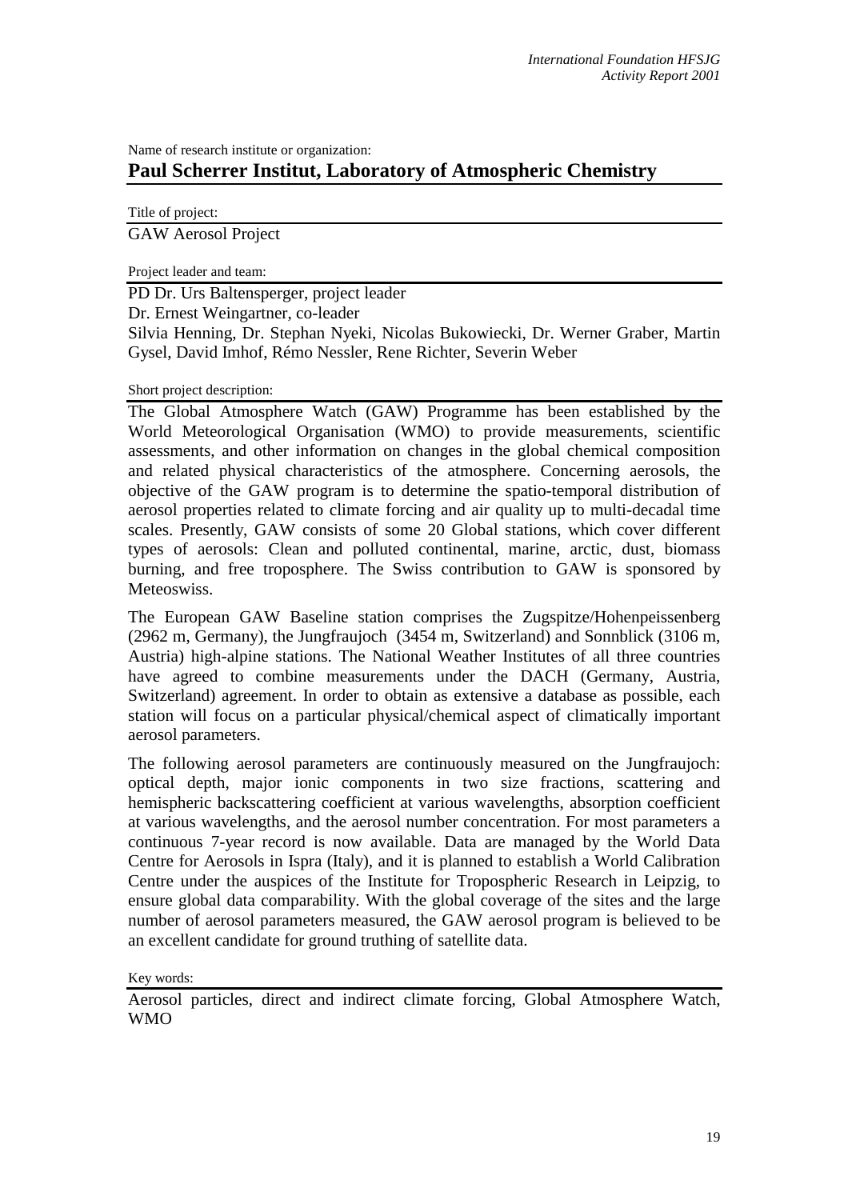Name of research institute or organization:

# Paul Scherrer Institut, Laboratory of Atmospheric Chemistry

Title of project:

GAW Aerosol Project

Project leader and team:

PD Dr. Urs Baltensperger, project leader

Dr. Ernest Weingartner, co-leader

Silvia Henning, Dr. Stephan Nyeki, Nicolas Bukowiecki, Dr. Werner Graber, Martin Gysel, David Imhof, Rémo Nessler, Rene Richter, Severin Weber

Short project description:

The Global Atmosphere Watch (GAW) Programme has been established by the World Meteorological Organisation (WMO) to provide measurements, scientific assessments, and other information on changes in the global chemical composition and related physical characteristics of the atmosphere. Concerning aerosols, the objective of the GAW program is to determine the spatio-temporal distribution of aerosol properties related to climate forcing and air quality up to multi-decadal time scales. Presently, GAW consists of some 20 Global stations, which cover different types of aerosols: Clean and polluted continental, marine, arctic, dust, biomass burning, and free troposphere. The Swiss contribution to GAW is sponsored by Meteoswiss.

The European GAW Baseline station comprises the Zugspitze/Hohenpeissenberg (2962 m, Germany), the Jungfraujoch (3454 m, Switzerland) and Sonnblick (3106 m, Austria) high-alpine stations. The National Weather Institutes of all three countries have agreed to combine measurements under the DACH (Germany, Austria, Switzerland) agreement. In order to obtain as extensive a database as possible, each station will focus on a particular physical/chemical aspect of climatically important aerosol parameters.

The following aerosol parameters are continuously measured on the Jungfraujoch: optical depth, major ionic components in two size fractions, scattering and hemispheric backscattering coefficient at various wavelengths, absorption coefficient at various wavelengths, and the aerosol number concentration. For most parameters a continuous 7-year record is now available. Data are managed by the World Data Centre for Aerosols in Ispra (Italy), and it is planned to establish a World Calibration Centre under the auspices of the Institute for Tropospheric Research in Leipzig, to ensure global data comparability. With the global coverage of the sites and the large number of aerosol parameters measured, the GAW aerosol program is believed to be an excellent candidate for ground truthing of satellite data.

Key words:

Aerosol particles, direct and indirect climate forcing, Global Atmosphere Watch, WMO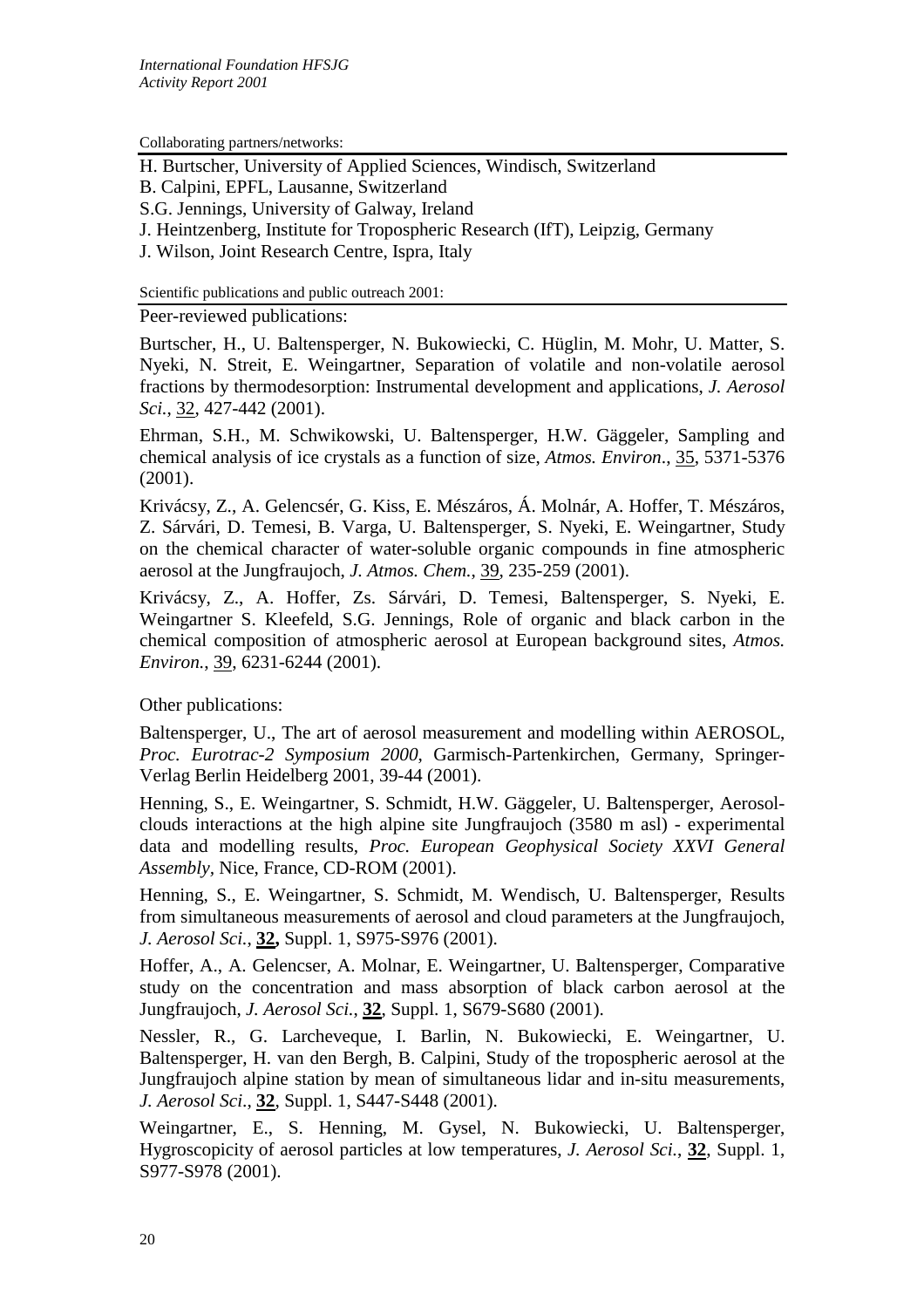Collaborating partners/networks:

H. Burtscher, University of Applied Sciences, Windisch, Switzerland
B. Calpini, EPFL, Lausanne, Switzerland
S.G. Jennings, University of Galway, Ireland
J. Heintzenberg, Institute for Tropospheric Research (IfT), Leipzig, Germany
J. Wilson, Joint Research Centre, Ispra, Italy

Scientific publications and public outreach 2001:

Peer-reviewed publications:

Burtscher, H., U. Baltensperger, N. Bukowiecki, C. Hüglin, M. Mohr, U. Matter, S. Nyeki, N. Streit, E. Weingartner, Separation of volatile and non-volatile aerosol fractions by thermodesorption: Instrumental development and applications, *J. Aerosol Sci.*, 32, 427-442 (2001).

Ehrman, S.H., M. Schwikowski, U. Baltensperger, H.W. Gäggeler, Sampling and chemical analysis of ice crystals as a function of size, *Atmos. Environ*., 35, 5371-5376 (2001).

Krivácsy, Z., A. Gelencsér, G. Kiss, E. Mészáros, Á. Molnár, A. Hoffer, T. Mészáros, Z. Sárvári, D. Temesi, B. Varga, U. Baltensperger, S. Nyeki, E. Weingartner, Study on the chemical character of water-soluble organic compounds in fine atmospheric aerosol at the Jungfraujoch, *J. Atmos. Chem.*, 39, 235-259 (2001).

Krivácsy, Z., A. Hoffer, Zs. Sárvári, D. Temesi, Baltensperger, S. Nyeki, E. Weingartner S. Kleefeld, S.G. Jennings, Role of organic and black carbon in the chemical composition of atmospheric aerosol at European background sites, *Atmos. Environ.*, 39, 6231-6244 (2001).

Other publications:

Baltensperger, U., The art of aerosol measurement and modelling within AEROSOL, *Proc. Eurotrac-2 Symposium 2000*, Garmisch-Partenkirchen, Germany, Springer-Verlag Berlin Heidelberg 2001, 39-44 (2001).

Henning, S., E. Weingartner, S. Schmidt, H.W. Gäggeler, U. Baltensperger, Aerosol-clouds interactions at the high alpine site Jungfraujoch (3580 m asl) - experimental data and modelling results, *Proc. European Geophysical Society XXVI General Assembly*, Nice, France, CD-ROM (2001).

Henning, S., E. Weingartner, S. Schmidt, M. Wendisch, U. Baltensperger, Results from simultaneous measurements of aerosol and cloud parameters at the Jungfraujoch, *J. Aerosol Sci.*, **32,** Suppl. 1, S975-S976 (2001).

Hoffer, A., A. Gelencser, A. Molnar, E. Weingartner, U. Baltensperger, Comparative study on the concentration and mass absorption of black carbon aerosol at the Jungfraujoch, *J. Aerosol Sci.*, **32**, Suppl. 1, S679-S680 (2001).

Nessler, R., G. Larcheveque, I. Barlin, N. Bukowiecki, E. Weingartner, U. Baltensperger, H. van den Bergh, B. Calpini, Study of the tropospheric aerosol at the Jungfraujoch alpine station by mean of simultaneous lidar and in-situ measurements, *J. Aerosol Sci*., **32**, Suppl. 1, S447-S448 (2001).

Weingartner, E., S. Henning, M. Gysel, N. Bukowiecki, U. Baltensperger, Hygroscopicity of aerosol particles at low temperatures, *J. Aerosol Sci.*, **32**, Suppl. 1, S977-S978 (2001).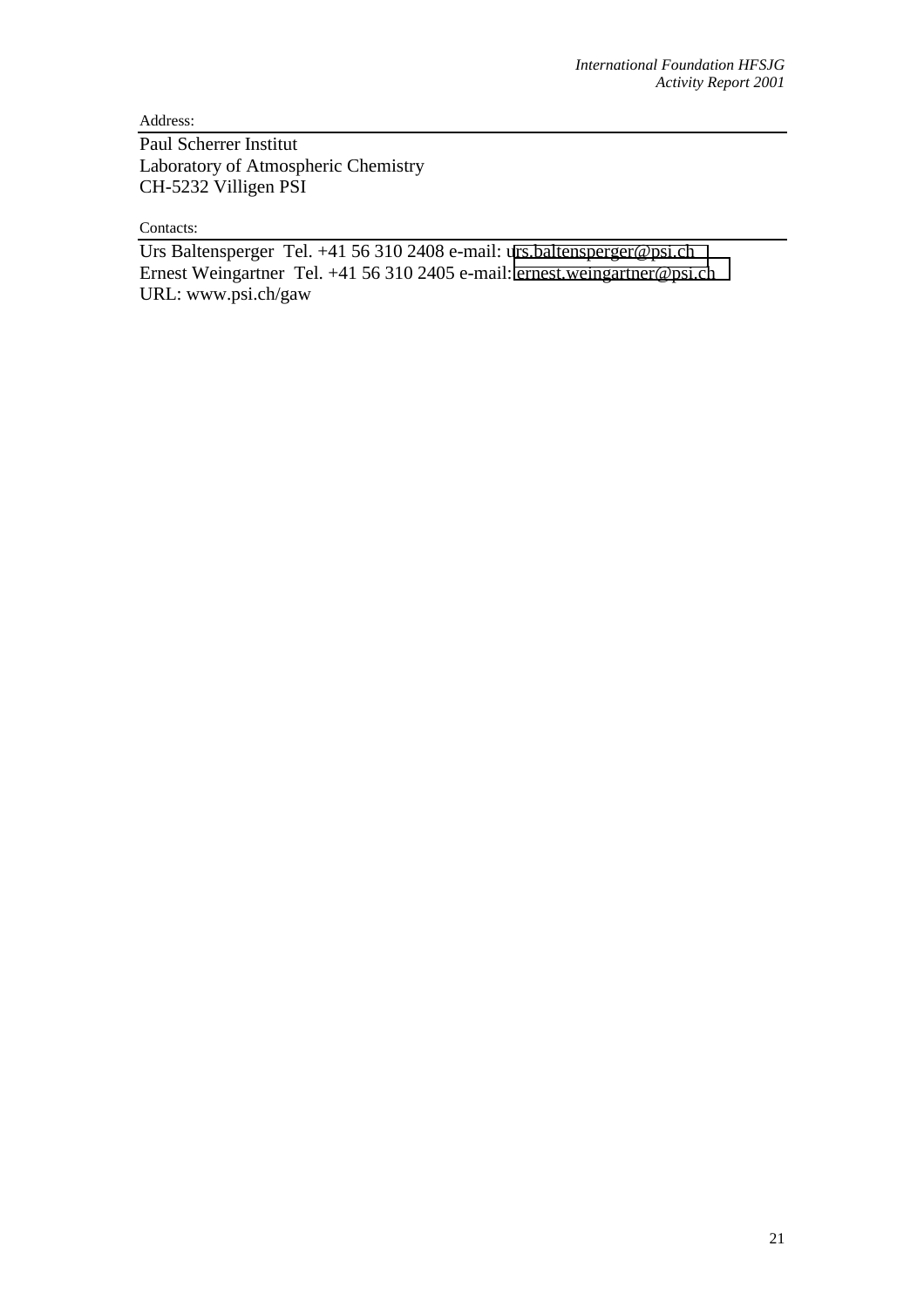Address:

Paul Scherrer Institut
Laboratory of Atmospheric Chemistry
CH-5232 Villigen PSI

Contacts:

Urs Baltensperger Tel. +41 56 310 2408 e-mail: urs.baltensperger@psi.ch
Ernest Weingartner Tel. +41 56 310 2405 e-mail: ernest.weingartner@psi.ch
URL: www.psi.ch/gaw